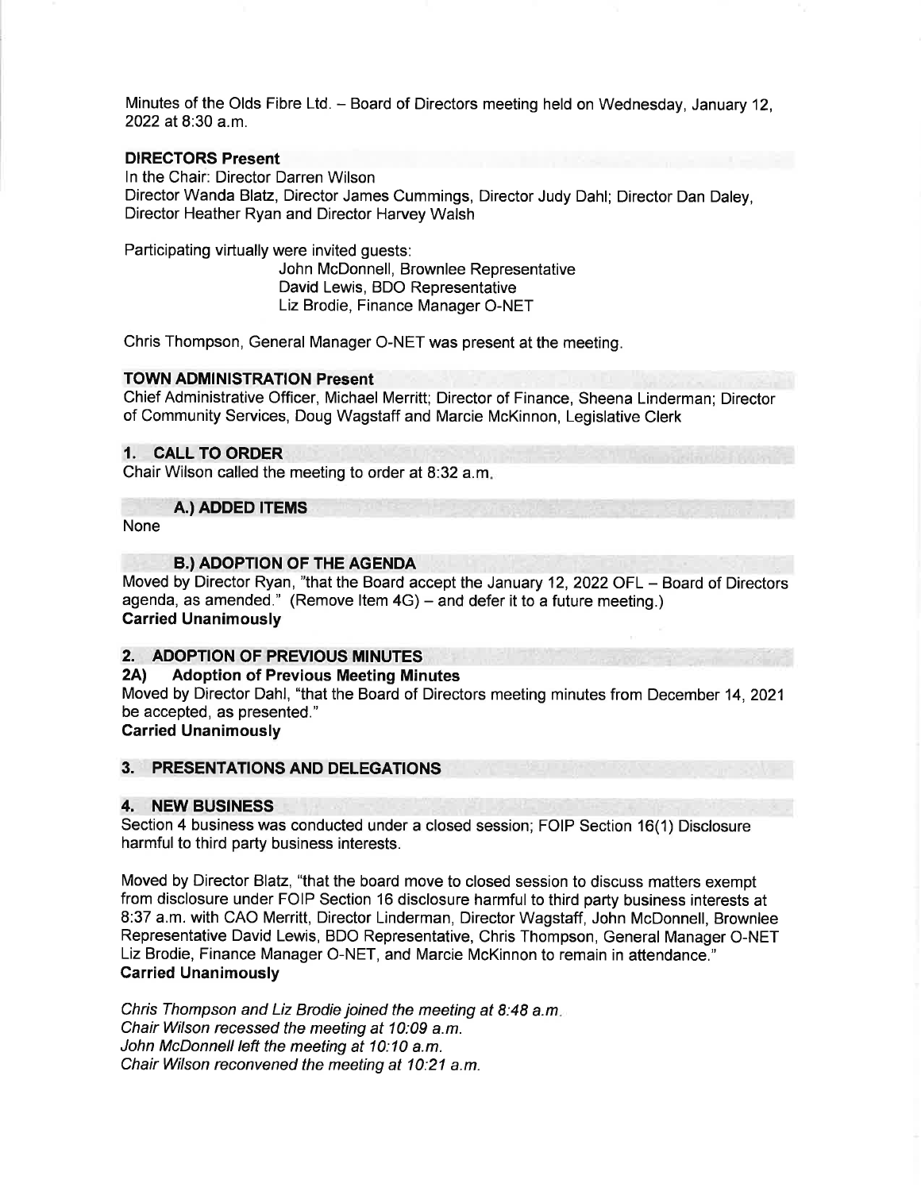Minutes of the Olds Fibre Ltd. – Board of Directors meeting held on Wednesday, January 12, 2022 at 8:30 a.m.

## DIRECTORS Present

In the Chair: Director Darren Wilson
Director Wanda Blatz, Director James Cummings, Director Judy Dahl; Director Dan Daley, Director Heather Ryan and Director Harvey Walsh

Participating virtually were invited guests:

John McDonnell, Brownlee Representative
David Lewis, BDO Representative
Liz Brodie, Finance Manager O-NET

Chris Thompson, General Manager O-NET was present at the meeting.

## TOWN ADMINISTRATION Present

Chief Administrative Officer, Michael Merritt; Director of Finance, Sheena Linderman; Director of Community Services, Doug Wagstaff and Marcie McKinnon, Legislative Clerk

## 1. CALL TO ORDER

Chair Wilson called the meeting to order at 8:32 a.m.

### A.) ADDED ITEMS

None

### B.) ADOPTION OF THE AGENDA

Moved by Director Ryan, "that the Board accept the January 12, 2022 OFL – Board of Directors agenda, as amended." (Remove Item 4G) – and defer it to a future meeting.)
**Carried Unanimously**

## 2. ADOPTION OF PREVIOUS MINUTES

### 2A) Adoption of Previous Meeting Minutes

Moved by Director Dahl, "that the Board of Directors meeting minutes from December 14, 2021 be accepted, as presented."
**Carried Unanimously**

## 3. PRESENTATIONS AND DELEGATIONS

## 4. NEW BUSINESS

Section 4 business was conducted under a closed session; FOIP Section 16(1) Disclosure harmful to third party business interests.

Moved by Director Blatz, "that the board move to closed session to discuss matters exempt from disclosure under FOIP Section 16 disclosure harmful to third party business interests at 8:37 a.m. with CAO Merritt, Director Linderman, Director Wagstaff, John McDonnell, Brownlee Representative David Lewis, BDO Representative, Chris Thompson, General Manager O-NET Liz Brodie, Finance Manager O-NET, and Marcie McKinnon to remain in attendance."
**Carried Unanimously**

*Chris Thompson and Liz Brodie joined the meeting at 8:48 a.m.*
*Chair Wilson recessed the meeting at 10:09 a.m.*
*John McDonnell left the meeting at 10:10 a.m.*
*Chair Wilson reconvened the meeting at 10:21 a.m.*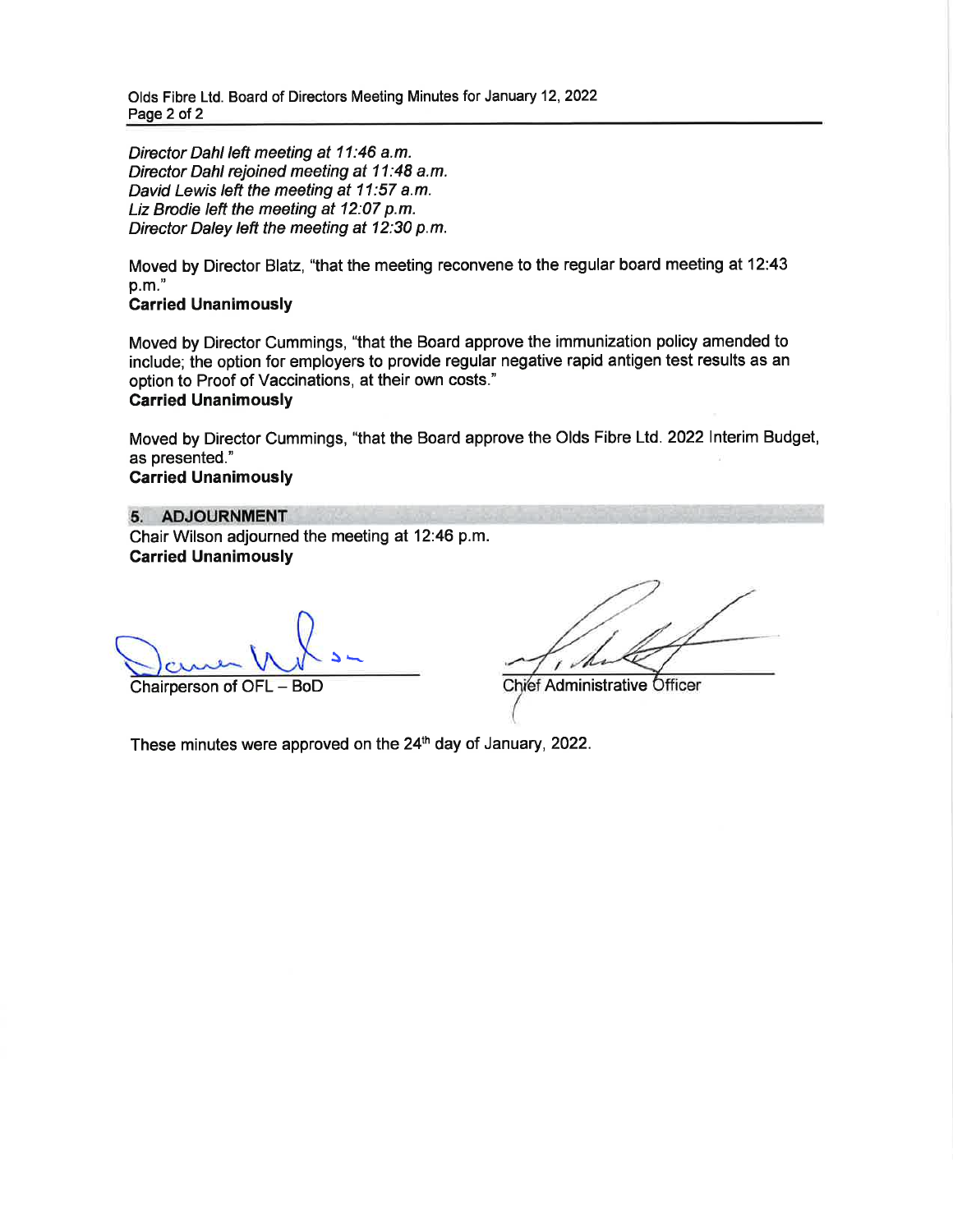*Director Dahl left meeting at 11:46 a.m.*
*Director Dahl rejoined meeting at 11:48 a.m.*
*David Lewis left the meeting at 11:57 a.m.*
*Liz Brodie left the meeting at 12:07 p.m.*
*Director Daley left the meeting at 12:30 p.m.*

Moved by Director Blatz, "that the meeting reconvene to the regular board meeting at 12:43 p.m."
**Carried Unanimously**

Moved by Director Cummings, "that the Board approve the immunization policy amended to include; the option for employers to provide regular negative rapid antigen test results as an option to Proof of Vaccinations, at their own costs."
**Carried Unanimously**

Moved by Director Cummings, "that the Board approve the Olds Fibre Ltd. 2022 Interim Budget, as presented."
**Carried Unanimously**

## 5. ADJOURNMENT

Chair Wilson adjourned the meeting at 12:46 p.m.
**Carried Unanimously**

Chairperson of OFL – BoD

Chief Administrative Officer

These minutes were approved on the 24th day of January, 2022.